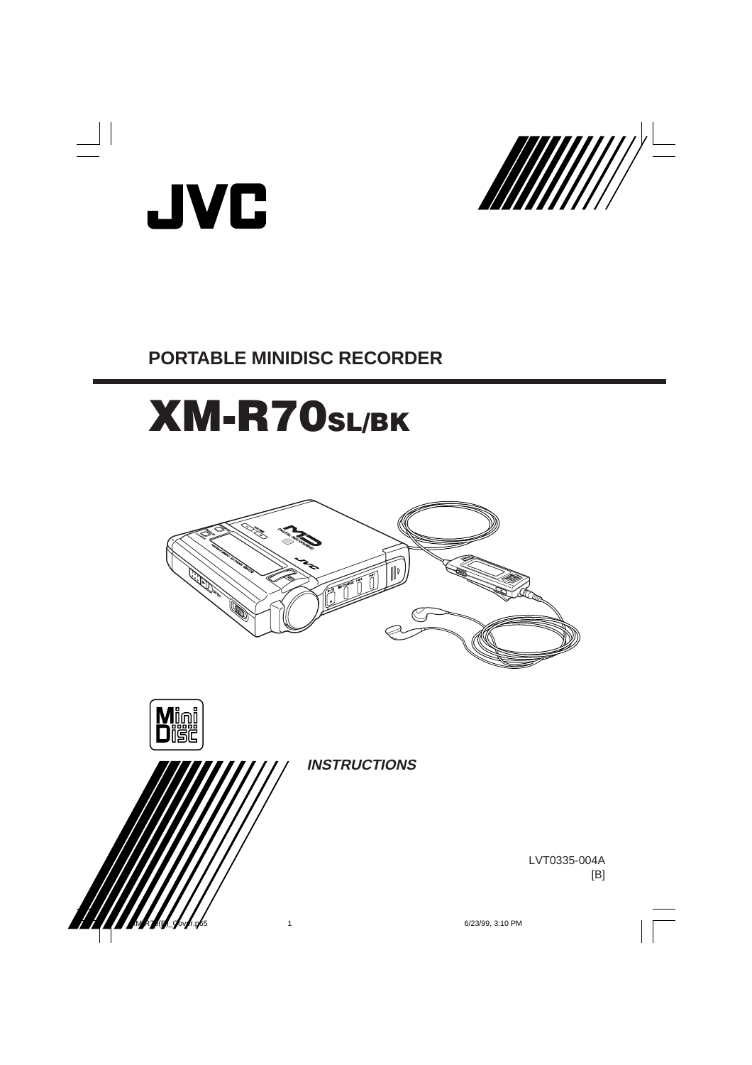JVC

## PORTABLE MINIDISC RECORDER

# XM-R70SL/BK

***INSTRUCTIONS***

LVT0335-004A
[B]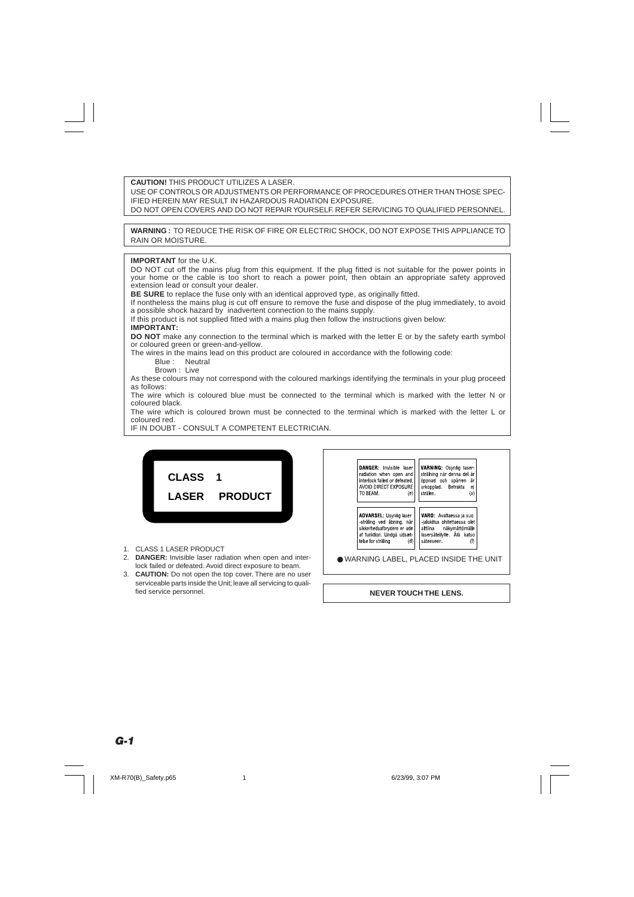**CAUTION!** THIS PRODUCT UTILIZES A LASER.
USE OF CONTROLS OR ADJUSTMENTS OR PERFORMANCE OF PROCEDURES OTHER THAN THOSE SPECIFIED HEREIN MAY RESULT IN HAZARDOUS RADIATION EXPOSURE.
DO NOT OPEN COVERS AND DO NOT REPAIR YOURSELF. REFER SERVICING TO QUALIFIED PERSONNEL.

**WARNING :** TO REDUCE THE RISK OF FIRE OR ELECTRIC SHOCK, DO NOT EXPOSE THIS APPLIANCE TO RAIN OR MOISTURE.

**IMPORTANT** for the U.K.
DO NOT cut off the mains plug from this equipment. If the plug fitted is not suitable for the power points in your home or the cable is too short to reach a power point, then obtain an appropriate safety approved extension lead or consult your dealer.
**BE SURE** to replace the fuse only with an identical approved type, as originally fitted.
If nontheless the mains plug is cut off ensure to remove the fuse and dispose of the plug immediately, to avoid a possible shock hazard by inadvertent connection to the mains supply.
If this product is not supplied fitted with a mains plug then follow the instructions given below:
**IMPORTANT:**
**DO NOT** make any connection to the terminal which is marked with the letter E or by the safety earth symbol or coloured green or green-and-yellow.
The wires in the mains lead on this product are coloured in accordance with the following code:

Blue : Neutral
Brown : Live

As these colours may not correspond with the coloured markings identifying the terminals in your plug proceed as follows:
The wire which is coloured blue must be connected to the terminal which is marked with the letter N or coloured black.
The wire which is coloured brown must be connected to the terminal which is marked with the letter L or coloured red.
IF IN DOUBT - CONSULT A COMPETENT ELECTRICIAN.

**CLASS 1**
**LASER PRODUCT**

1. CLASS 1 LASER PRODUCT
2. **DANGER:** Invisible laser radiation when open and interlock failed or defeated. Avoid direct exposure to beam.
3. **CAUTION:** Do not open the top cover. There are no user serviceable parts inside the Unit; leave all servicing to qualified service personnel.

**DANGER:** Invisible laser radiation when open and interlock failed or defeated. AVOID DIRECT EXPOSURE TO BEAM. (e)

**VARNING:** Osynlig laserstrålning när denna del är öppnad och spärren är urkopplad. Betrakta ej strålen. (s)

**ADVARSEL:** Usynlig laser-stråling ved åbning, når sikkerhedsafbrydere er ude af funktion. Undgå udsættelse for stråling (d)

**VARO:** Avattaessa ja suojalukitus ohitettaessa olet alttiina näkymättömälle lasersäteilylle. Älä katso säteeseen. (f)

● WARNING LABEL, PLACED INSIDE THE UNIT

**NEVER TOUCH THE LENS.**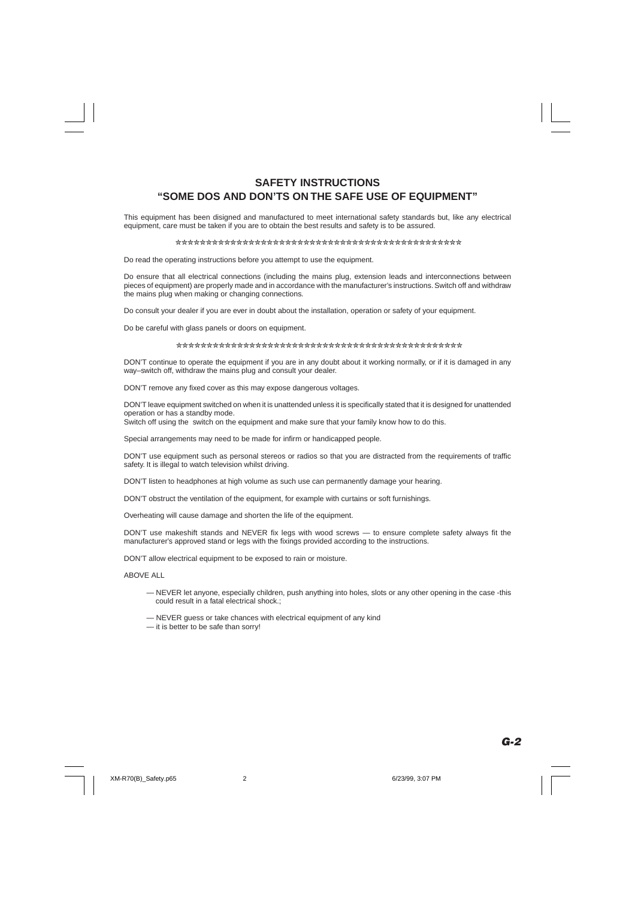# SAFETY INSTRUCTIONS
## "SOME DOS AND DON'TS ON THE SAFE USE OF EQUIPMENT"

This equipment has been disigned and manufactured to meet international safety standards but, like any electrical equipment, care must be taken if you are to obtain the best results and safety is to be assured.

☆☆☆☆☆☆☆☆☆☆☆☆☆☆☆☆☆☆☆☆☆☆☆☆☆☆☆☆☆☆☆☆☆☆☆☆☆☆☆☆☆☆☆☆☆☆☆☆☆☆☆☆☆

Do read the operating instructions before you attempt to use the equipment.

Do ensure that all electrical connections (including the mains plug, extension leads and interconnections between pieces of equipment) are properly made and in accordance with the manufacturer's instructions. Switch off and withdraw the mains plug when making or changing connections.

Do consult your dealer if you are ever in doubt about the installation, operation or safety of your equipment.

Do be careful with glass panels or doors on equipment.

☆☆☆☆☆☆☆☆☆☆☆☆☆☆☆☆☆☆☆☆☆☆☆☆☆☆☆☆☆☆☆☆☆☆☆☆☆☆☆☆☆☆☆☆☆☆☆☆☆☆☆☆☆

DON'T continue to operate the equipment if you are in any doubt about it working normally, or if it is damaged in any way–switch off, withdraw the mains plug and consult your dealer.

DON'T remove any fixed cover as this may expose dangerous voltages.

DON'T leave equipment switched on when it is unattended unless it is specifically stated that it is designed for unattended operation or has a standby mode.
Switch off using the switch on the equipment and make sure that your family know how to do this.

Special arrangements may need to be made for infirm or handicapped people.

DON'T use equipment such as personal stereos or radios so that you are distracted from the requirements of traffic safety. It is illegal to watch television whilst driving.

DON'T listen to headphones at high volume as such use can permanently damage your hearing.

DON'T obstruct the ventilation of the equipment, for example with curtains or soft furnishings.

Overheating will cause damage and shorten the life of the equipment.

DON'T use makeshift stands and NEVER fix legs with wood screws — to ensure complete safety always fit the manufacturer's approved stand or legs with the fixings provided according to the instructions.

DON'T allow electrical equipment to be exposed to rain or moisture.

ABOVE ALL

— NEVER let anyone, especially children, push anything into holes, slots or any other opening in the case -this could result in a fatal electrical shock.;

— NEVER guess or take chances with electrical equipment of any kind
— it is better to be safe than sorry!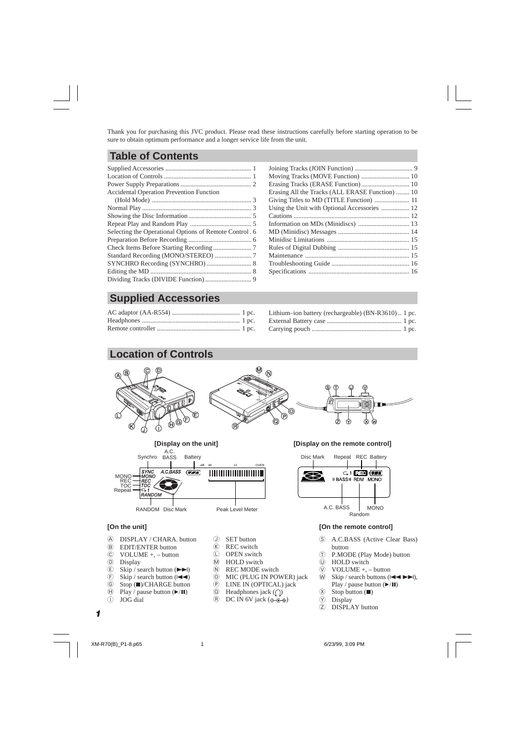Thank you for purchasing this JVC product. Please read these instructions carefully before starting operation to be sure to obtain optimum performance and a longer service life from the unit.

## Table of Contents

- Supplied Accessories .......... 1
- Location of Controls .......... 1
- Power Supply Preparations .......... 2
- Accidental Operation Prevention Function (Hold Mode) .......... 3
- Normal Play .......... 3
- Showing the Disc Information .......... 5
- Repeat Play and Random Play .......... 5
- Selecting the Operational Options of Remote Control .......... 6
- Preparation Before Recording .......... 6
- Check Items Before Starting Recording .......... 7
- Standard Recording (MONO/STEREO) .......... 7
- SYNCHRO Recording (SYNCHRO) .......... 8
- Editing the MD .......... 8
- Dividing Tracks (DIVIDE Function) .......... 9
- Joining Tracks (JOIN Function) .......... 9
- Moving Tracks (MOVE Function) .......... 10
- Erasing Tracks (ERASE Function) .......... 10
- Erasing All the Tracks (ALL ERASE Function) .......... 10
- Giving Titles to MD (TITLE Function) .......... 11
- Using the Unit with Optional Accessories .......... 12
- Cautions .......... 12
- Information on MDs (Minidiscs) .......... 13
- MD (Minidisc) Messages .......... 14
- Minidisc Limitations .......... 15
- Rules of Digital Dubbing .......... 15
- Maintenance .......... 15
- Troubleshooting Guide .......... 16
- Specifications .......... 16

## Supplied Accessories

- AC adaptor (AA-R554) .......... 1 pc.
- Headphones .......... 1 pc.
- Remote controller .......... 1 pc.
- Lithium–ion battery (rechargeable) (BN-R3610) .. 1 pc.
- External Battery case .......... 1 pc.
- Carrying pouch .......... 1 pc.

## Location of Controls

**[Display on the unit]**

Synchro, A.C. BASS, Battery, MONO, REC, TOC, Repeat, RANDOM, Disc Mark, Peak Level Meter

**[Display on the remote control]**

Disc Mark, Repeat, REC, Battery, A.C. BASS, Random, MONO

### [On the unit]

- Ⓐ DISPLAY / CHARA. button
- Ⓑ EDIT/ENTER button
- Ⓒ VOLUME +, – button
- Ⓓ Display
- Ⓔ Skip / search button (►►I)
- Ⓕ Skip / search button (I◄◄)
- Ⓖ Stop (■)/CHARGE button
- Ⓗ Play / pause button (►/II)
- Ⓘ JOG dial
- Ⓙ SET button
- Ⓚ REC switch
- Ⓛ OPEN switch
- Ⓜ HOLD switch
- Ⓝ REC MODE switch
- Ⓞ MIC (PLUG IN POWER) jack
- Ⓟ LINE IN (OPTICAL) jack
- Ⓠ Headphones jack
- Ⓡ DC IN 6V jack

### [On the remote control]

- Ⓢ A.C.BASS (Active Clear Bass) button
- Ⓣ P.MODE (Play Mode) button
- Ⓤ HOLD switch
- Ⓥ VOLUME +, – button
- Ⓦ Skip / search buttons (I◄◄ ►►I), Play / pause button (►/II)
- Ⓧ Stop button (■)
- Ⓨ Display
- Ⓩ DISPLAY button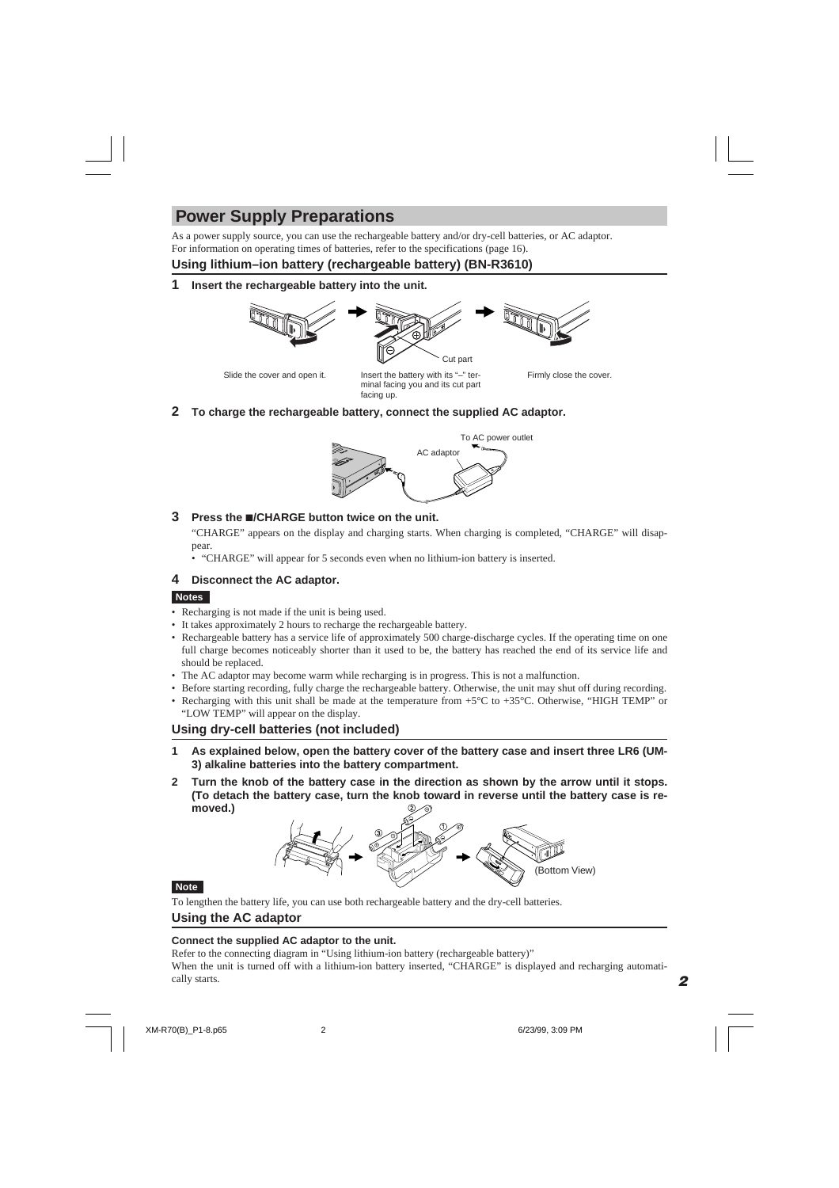## Power Supply Preparations

As a power supply source, you can use the rechargeable battery and/or dry-cell batteries, or AC adaptor.
For information on operating times of batteries, refer to the specifications (page 16).

### Using lithium–ion battery (rechargeable battery) (BN-R3610)

**1 Insert the rechargeable battery into the unit.**

Slide the cover and open it.

Insert the battery with its "–" terminal facing you and its cut part facing up.

Cut part

Firmly close the cover.

**2 To charge the rechargeable battery, connect the supplied AC adaptor.**

To AC power outlet

AC adaptor

**3 Press the ■/CHARGE button twice on the unit.**

"CHARGE" appears on the display and charging starts. When charging is completed, "CHARGE" will disappear.

- "CHARGE" will appear for 5 seconds even when no lithium-ion battery is inserted.

**4 Disconnect the AC adaptor.**

**Notes**

- Recharging is not made if the unit is being used.
- It takes approximately 2 hours to recharge the rechargeable battery.
- Rechargeable battery has a service life of approximately 500 charge-discharge cycles. If the operating time on one full charge becomes noticeably shorter than it used to be, the battery has reached the end of its service life and should be replaced.
- The AC adaptor may become warm while recharging is in progress. This is not a malfunction.
- Before starting recording, fully charge the rechargeable battery. Otherwise, the unit may shut off during recording.
- Recharging with this unit shall be made at the temperature from +5°C to +35°C. Otherwise, "HIGH TEMP" or "LOW TEMP" will appear on the display.

### Using dry-cell batteries (not included)

**1 As explained below, open the battery cover of the battery case and insert three LR6 (UM-3) alkaline batteries into the battery compartment.**

**2 Turn the knob of the battery case in the direction as shown by the arrow until it stops. (To detach the battery case, turn the knob toward in reverse until the battery case is removed.)**

(Bottom View)

**Note**

To lengthen the battery life, you can use both rechargeable battery and the dry-cell batteries.

### Using the AC adaptor

**Connect the supplied AC adaptor to the unit.**

Refer to the connecting diagram in "Using lithium-ion battery (rechargeable battery)"

When the unit is turned off with a lithium-ion battery inserted, "CHARGE" is displayed and recharging automatically starts.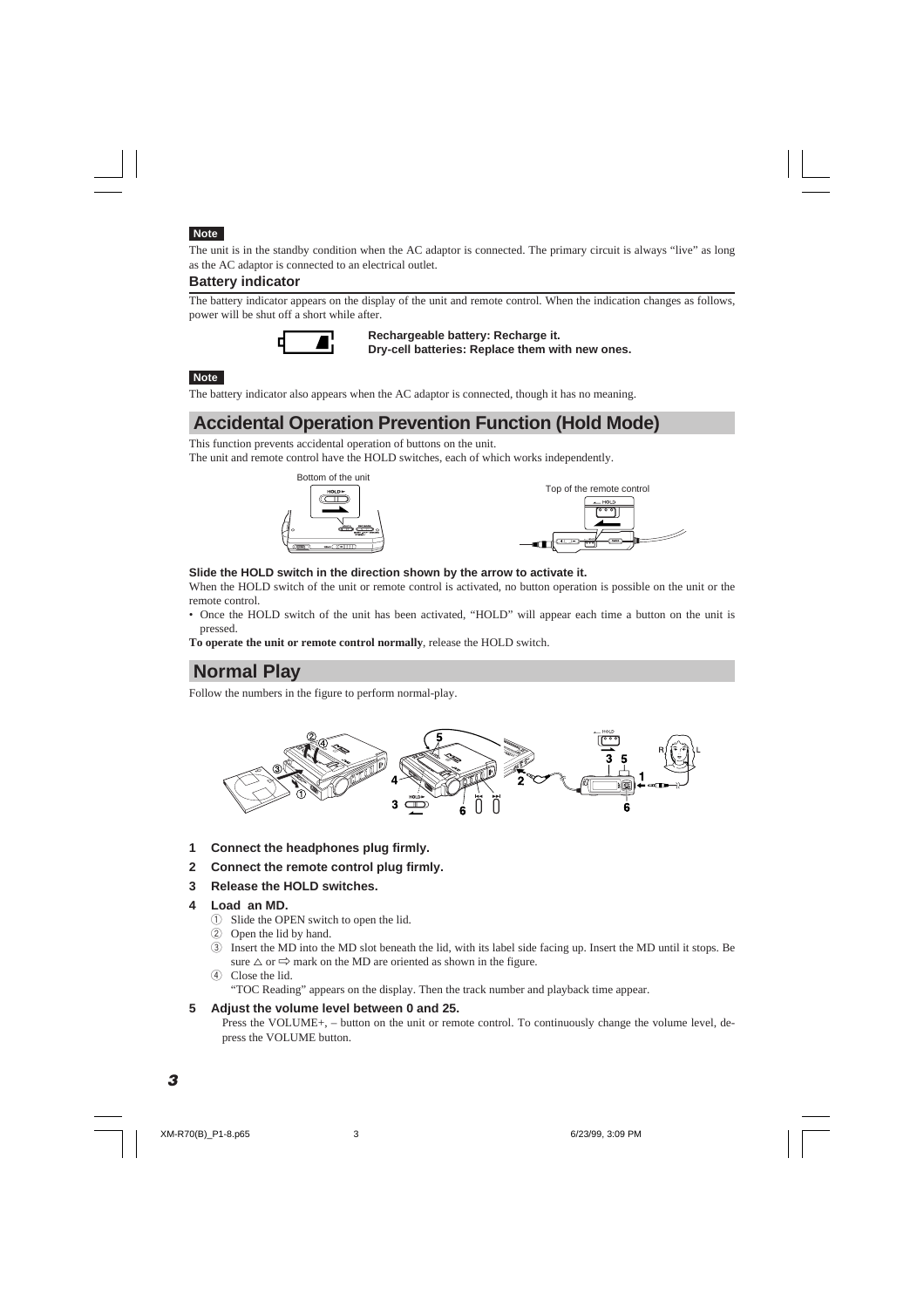**Note**

The unit is in the standby condition when the AC adaptor is connected. The primary circuit is always "live" as long as the AC adaptor is connected to an electrical outlet.

### Battery indicator

The battery indicator appears on the display of the unit and remote control. When the indication changes as follows, power will be shut off a short while after.

**Rechargeable battery: Recharge it.**
**Dry-cell batteries: Replace them with new ones.**

**Note**

The battery indicator also appears when the AC adaptor is connected, though it has no meaning.

## Accidental Operation Prevention Function (Hold Mode)

This function prevents accidental operation of buttons on the unit.
The unit and remote control have the HOLD switches, each of which works independently.

Bottom of the unit

Top of the remote control

**Slide the HOLD switch in the direction shown by the arrow to activate it.**

When the HOLD switch of the unit or remote control is activated, no button operation is possible on the unit or the remote control.

- Once the HOLD switch of the unit has been activated, "HOLD" will appear each time a button on the unit is pressed.

**To operate the unit or remote control normally**, release the HOLD switch.

## Normal Play

Follow the numbers in the figure to perform normal-play.

1. **Connect the headphones plug firmly.**
2. **Connect the remote control plug firmly.**
3. **Release the HOLD switches.**
4. **Load an MD.**
   ① Slide the OPEN switch to open the lid.
   ② Open the lid by hand.
   ③ Insert the MD into the MD slot beneath the lid, with its label side facing up. Insert the MD until it stops. Be sure △ or ⇨ mark on the MD are oriented as shown in the figure.
   ④ Close the lid.
   "TOC Reading" appears on the display. Then the track number and playback time appear.
5. **Adjust the volume level between 0 and 25.**
   Press the VOLUME+, – button on the unit or remote control. To continuously change the volume level, depress the VOLUME button.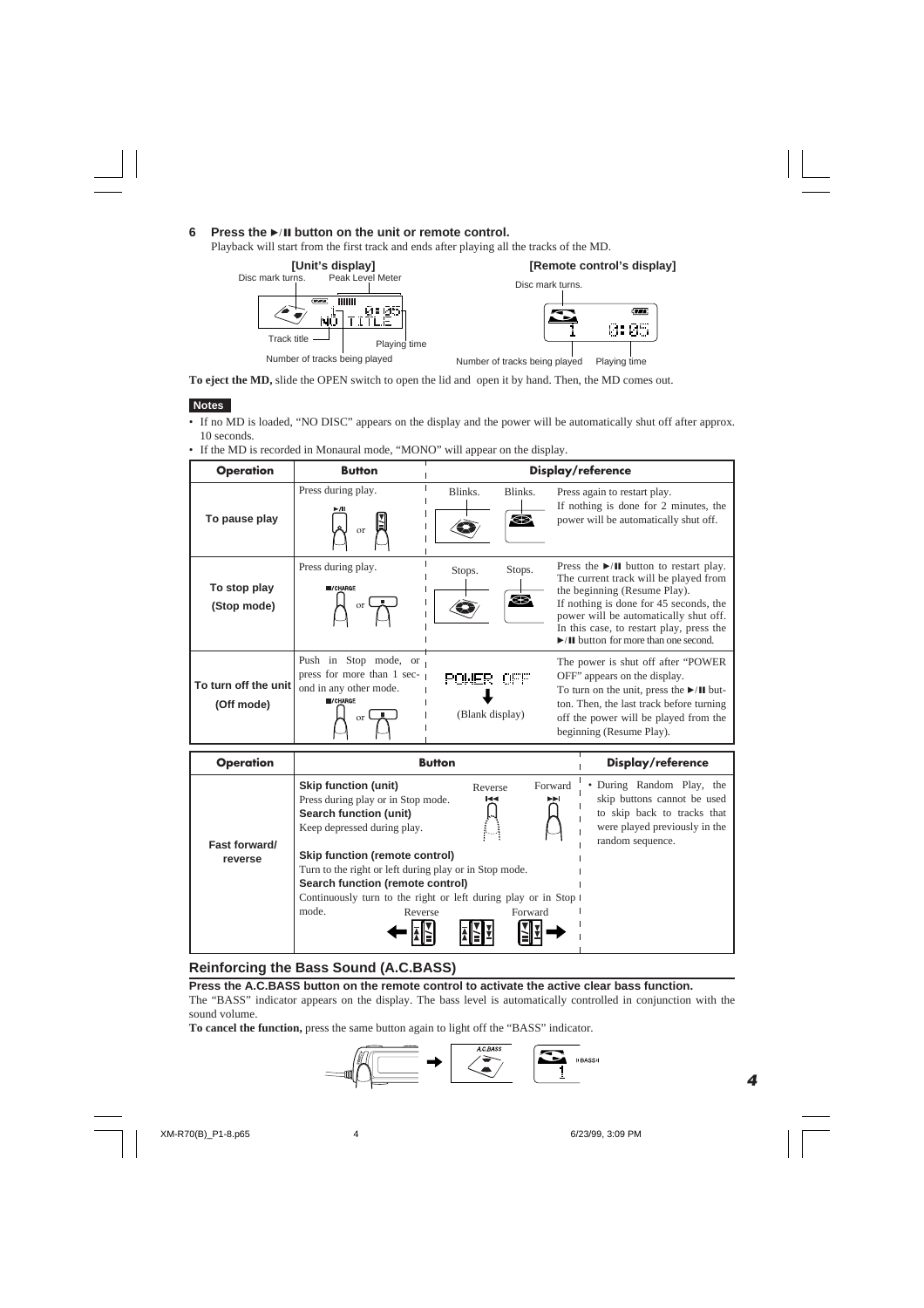**6 Press the ►/❚❚ button on the unit or remote control.**

Playback will start from the first track and ends after playing all the tracks of the MD.

**[Unit's display]**

Disc mark turns. Peak Level Meter

Track title

Playing time

Number of tracks being played

**[Remote control's display]**

Disc mark turns.

Number of tracks being played Playing time

**To eject the MD,** slide the OPEN switch to open the lid and open it by hand. Then, the MD comes out.

**Notes**

- If no MD is loaded, "NO DISC" appears on the display and the power will be automatically shut off after approx. 10 seconds.
- If the MD is recorded in Monaural mode, "MONO" will appear on the display.

| Operation | Button | Display/reference |
|---|---|---|
| **To pause play** | Press during play. ►/❚❚ or | Blinks. Blinks. Press again to restart play. If nothing is done for 2 minutes, the power will be automatically shut off. |
| **To stop play (Stop mode)** | Press during play. ■/CHARGE or | Stops. Stops. Press the ►/❚❚ button to restart play. The current track will be played from the beginning (Resume Play). If nothing is done for 45 seconds, the power will be automatically shut off. In this case, to restart play, press the ►/❚❚ button for more than one second. |
| **To turn off the unit (Off mode)** | Push in Stop mode, or press for more than 1 second in any other mode. ■/CHARGE or | POWER OFF ↓ (Blank display) The power is shut off after "POWER OFF" appears on the display. To turn on the unit, press the ►/❚❚ button. Then, the last track before turning off the power will be played from the beginning (Resume Play). |

| Operation | Button | Display/reference |
|---|---|---|
| **Fast forward/ reverse** | **Skip function (unit)** Press during play or in Stop mode. **Search function (unit)** Keep depressed during play. Reverse ◄◄ Forward ►► **Skip function (remote control)** Turn to the right or left during play or in Stop mode. **Search function (remote control)** Continuously turn to the right or left during play or in Stop mode. Reverse Forward | • During Random Play, the skip buttons cannot be used to skip back to tracks that were played previously in the random sequence. |

## Reinforcing the Bass Sound (A.C.BASS)

**Press the A.C.BASS button on the remote control to activate the active clear bass function.**

The "BASS" indicator appears on the display. The bass level is automatically controlled in conjunction with the sound volume.

**To cancel the function,** press the same button again to light off the "BASS" indicator.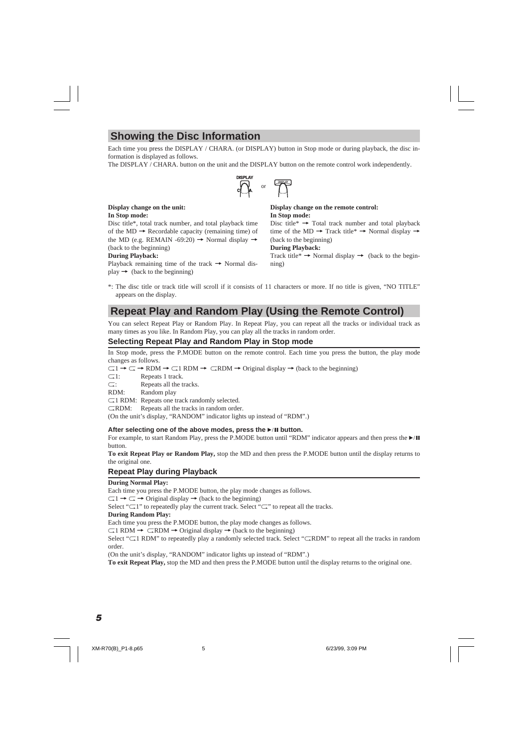## Showing the Disc Information

Each time you press the DISPLAY / CHARA. (or DISPLAY) button in Stop mode or during playback, the disc information is displayed as follows.

The DISPLAY / CHARA. button on the unit and the DISPLAY button on the remote control work independently.

**Display change on the unit:**

**In Stop mode:**

Disc title*, total track number, and total playback time of the MD → Recordable capacity (remaining time) of the MD (e.g. REMAIN -69:20) → Normal display → (back to the beginning)

**During Playback:**

Playback remaining time of the track → Normal display → (back to the beginning)

**Display change on the remote control:**

**In Stop mode:**

Disc title* → Total track number and total playback time of the MD → Track title* → Normal display → (back to the beginning)

**During Playback:**

Track title* → Normal display → (back to the beginning)

*: The disc title or track title will scroll if it consists of 11 characters or more. If no title is given, "NO TITLE" appears on the display.

## Repeat Play and Random Play (Using the Remote Control)

You can select Repeat Play or Random Play. In Repeat Play, you can repeat all the tracks or individual track as many times as you like. In Random Play, you can play all the tracks in random order.

### Selecting Repeat Play and Random Play in Stop mode

In Stop mode, press the P.MODE button on the remote control. Each time you press the button, the play mode changes as follows.

⊂1 → ⊂ → RDM → ⊂1 RDM → ⊂RDM → Original display → (back to the beginning)

⊂1: Repeats 1 track.
⊂: Repeats all the tracks.
RDM: Random play
⊂1 RDM: Repeats one track randomly selected.
⊂RDM: Repeats all the tracks in random order.
(On the unit's display, "RANDOM" indicator lights up instead of "RDM".)

**After selecting one of the above modes, press the ►/II button.**

For example, to start Random Play, press the P.MODE button until "RDM" indicator appears and then press the ►/II button.

**To exit Repeat Play or Random Play,** stop the MD and then press the P.MODE button until the display returns to the original one.

### Repeat Play during Playback

**During Normal Play:**

Each time you press the P.MODE button, the play mode changes as follows.

⊂1 → ⊂ → Original display → (back to the beginning)

Select "⊂1" to repeatedly play the current track. Select "⊂" to repeat all the tracks.

**During Random Play:**

Each time you press the P.MODE button, the play mode changes as follows.

⊂1 RDM → ⊂RDM → Original display → (back to the beginning)

Select "⊂1 RDM" to repeatedly play a randomly selected track. Select "⊂RDM" to repeat all the tracks in random order.

(On the unit's display, "RANDOM" indicator lights up instead of "RDM".)

**To exit Repeat Play,** stop the MD and then press the P.MODE button until the display returns to the original one.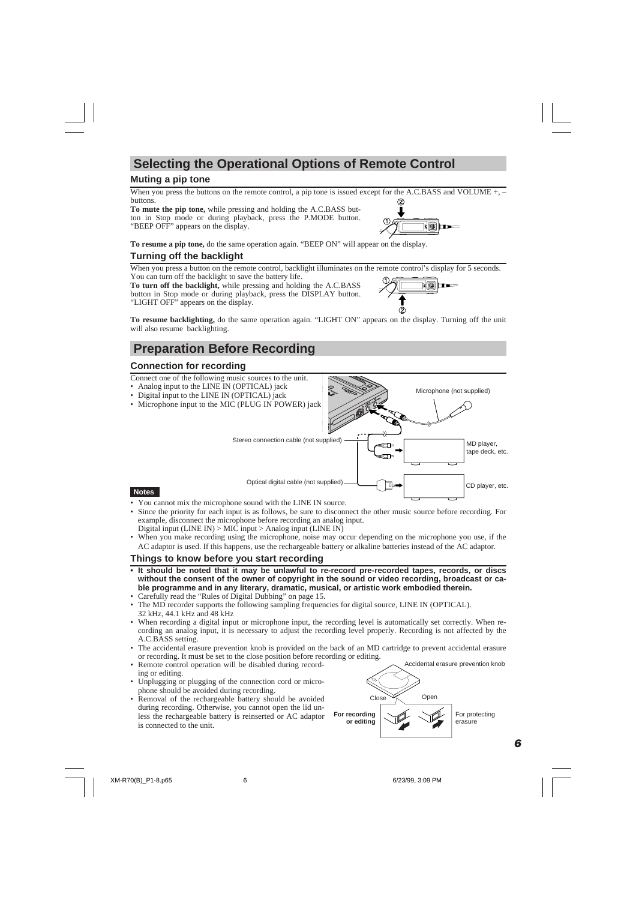## Selecting the Operational Options of Remote Control

### Muting a pip tone

When you press the buttons on the remote control, a pip tone is issued except for the A.C.BASS and VOLUME +, – buttons.

**To mute the pip tone,** while pressing and holding the A.C.BASS button in Stop mode or during playback, press the P.MODE button. "BEEP OFF" appears on the display.

**To resume a pip tone,** do the same operation again. "BEEP ON" will appear on the display.

### Turning off the backlight

When you press a button on the remote control, backlight illuminates on the remote control's display for 5 seconds. You can turn off the backlight to save the battery life.

**To turn off the backlight,** while pressing and holding the A.C.BASS button in Stop mode or during playback, press the DISPLAY button. "LIGHT OFF" appears on the display.

**To resume backlighting,** do the same operation again. "LIGHT ON" appears on the display. Turning off the unit will also resume backlighting.

## Preparation Before Recording

### Connection for recording

Connect one of the following music sources to the unit.

- Analog input to the LINE IN (OPTICAL) jack
- Digital input to the LINE IN (OPTICAL) jack
- Microphone input to the MIC (PLUG IN POWER) jack

Microphone (not supplied)

Stereo connection cable (not supplied)

MD player, tape deck, etc.

Optical digital cable (not supplied)

CD player, etc.

**Notes**

- You cannot mix the microphone sound with the LINE IN source.
- Since the priority for each input is as follows, be sure to disconnect the other music source before recording. For example, disconnect the microphone before recording an analog input.
  Digital input (LINE IN) > MIC input > Analog input (LINE IN)
- When you make recording using the microphone, noise may occur depending on the microphone you use, if the AC adaptor is used. If this happens, use the rechargeable battery or alkaline batteries instead of the AC adaptor.

### Things to know before you start recording

- **It should be noted that it may be unlawful to re-record pre-recorded tapes, records, or discs without the consent of the owner of copyright in the sound or video recording, broadcast or cable programme and in any literary, dramatic, musical, or artistic work embodied therein.**
- Carefully read the "Rules of Digital Dubbing" on page 15.
- The MD recorder supports the following sampling frequencies for digital source, LINE IN (OPTICAL).
  32 kHz, 44.1 kHz and 48 kHz
- When recording a digital input or microphone input, the recording level is automatically set correctly. When recording an analog input, it is necessary to adjust the recording level properly. Recording is not affected by the A.C.BASS setting.
- The accidental erasure prevention knob is provided on the back of an MD cartridge to prevent accidental erasure or recording. It must be set to the close position before recording or editing.
- Remote control operation will be disabled during recording or editing.
- Unplugging or plugging of the connection cord or microphone should be avoided during recording.
- Removal of the rechargeable battery should be avoided during recording. Otherwise, you cannot open the lid unless the rechargeable battery is reinserted or AC adaptor is connected to the unit.

Accidental erasure prevention knob

Close — **For recording or editing**

Open — For protecting erasure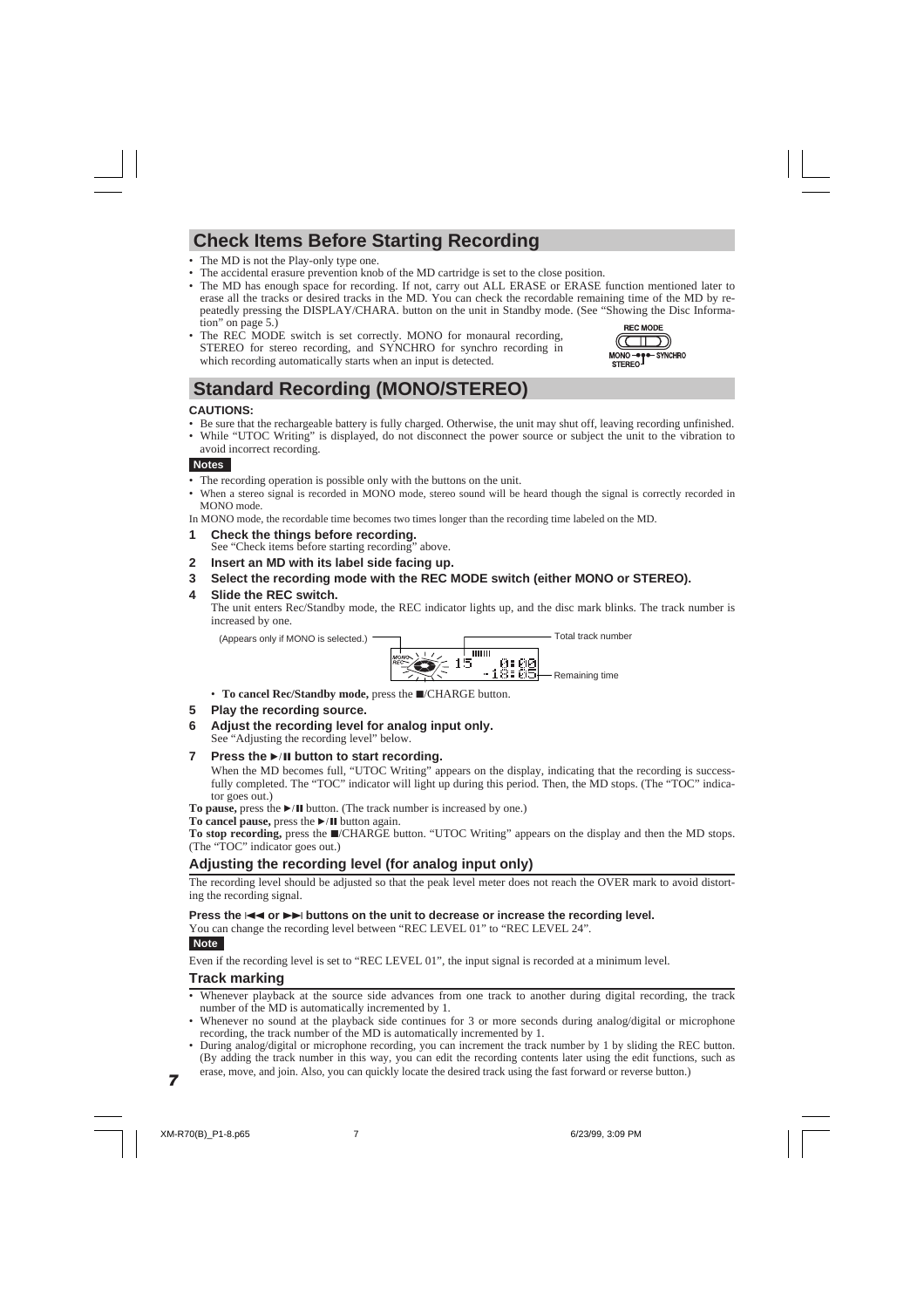## Check Items Before Starting Recording

- The MD is not the Play-only type one.
- The accidental erasure prevention knob of the MD cartridge is set to the close position.
- The MD has enough space for recording. If not, carry out ALL ERASE or ERASE function mentioned later to erase all the tracks or desired tracks in the MD. You can check the recordable remaining time of the MD by repeatedly pressing the DISPLAY/CHARA. button on the unit in Standby mode. (See "Showing the Disc Information" on page 5.)
- The REC MODE switch is set correctly. MONO for monaural recording, STEREO for stereo recording, and SYNCHRO for synchro recording in which recording automatically starts when an input is detected.

REC MODE
MONO — STEREO — SYNCHRO

## Standard Recording (MONO/STEREO)

**CAUTIONS:**

- Be sure that the rechargeable battery is fully charged. Otherwise, the unit may shut off, leaving recording unfinished.
- While "UTOC Writing" is displayed, do not disconnect the power source or subject the unit to the vibration to avoid incorrect recording.

**Notes**

- The recording operation is possible only with the buttons on the unit.
- When a stereo signal is recorded in MONO mode, stereo sound will be heard though the signal is correctly recorded in MONO mode.

In MONO mode, the recordable time becomes two times longer than the recording time labeled on the MD.

**1 Check the things before recording.**
See "Check items before starting recording" above.

**2 Insert an MD with its label side facing up.**

**3 Select the recording mode with the REC MODE switch (either MONO or STEREO).**

**4 Slide the REC switch.**
The unit enters Rec/Standby mode, the REC indicator lights up, and the disc mark blinks. The track number is increased by one.

(Appears only if MONO is selected.) — Total track number — Remaining time

MONO REC 15 0:00 -18:05

- **To cancel Rec/Standby mode,** press the ■/CHARGE button.

**5 Play the recording source.**

**6 Adjust the recording level for analog input only.**
See "Adjusting the recording level" below.

**7 Press the ►/❚❚ button to start recording.**
When the MD becomes full, "UTOC Writing" appears on the display, indicating that the recording is successfully completed. The "TOC" indicator will light up during this period. Then, the MD stops. (The "TOC" indicator goes out.)

**To pause,** press the ►/❚❚ button. (The track number is increased by one.)
**To cancel pause,** press the ►/❚❚ button again.
**To stop recording,** press the ■/CHARGE button. "UTOC Writing" appears on the display and then the MD stops. (The "TOC" indicator goes out.)

### Adjusting the recording level (for analog input only)

The recording level should be adjusted so that the peak level meter does not reach the OVER mark to avoid distorting the recording signal.

**Press the ◄◄ or ►►I buttons on the unit to decrease or increase the recording level.**
You can change the recording level between "REC LEVEL 01" to "REC LEVEL 24".

**Note**

Even if the recording level is set to "REC LEVEL 01", the input signal is recorded at a minimum level.

### Track marking

- Whenever playback at the source side advances from one track to another during digital recording, the track number of the MD is automatically incremented by 1.
- Whenever no sound at the playback side continues for 3 or more seconds during analog/digital or microphone recording, the track number of the MD is automatically incremented by 1.
- During analog/digital or microphone recording, you can increment the track number by 1 by sliding the REC button. (By adding the track number in this way, you can edit the recording contents later using the edit functions, such as erase, move, and join. Also, you can quickly locate the desired track using the fast forward or reverse button.)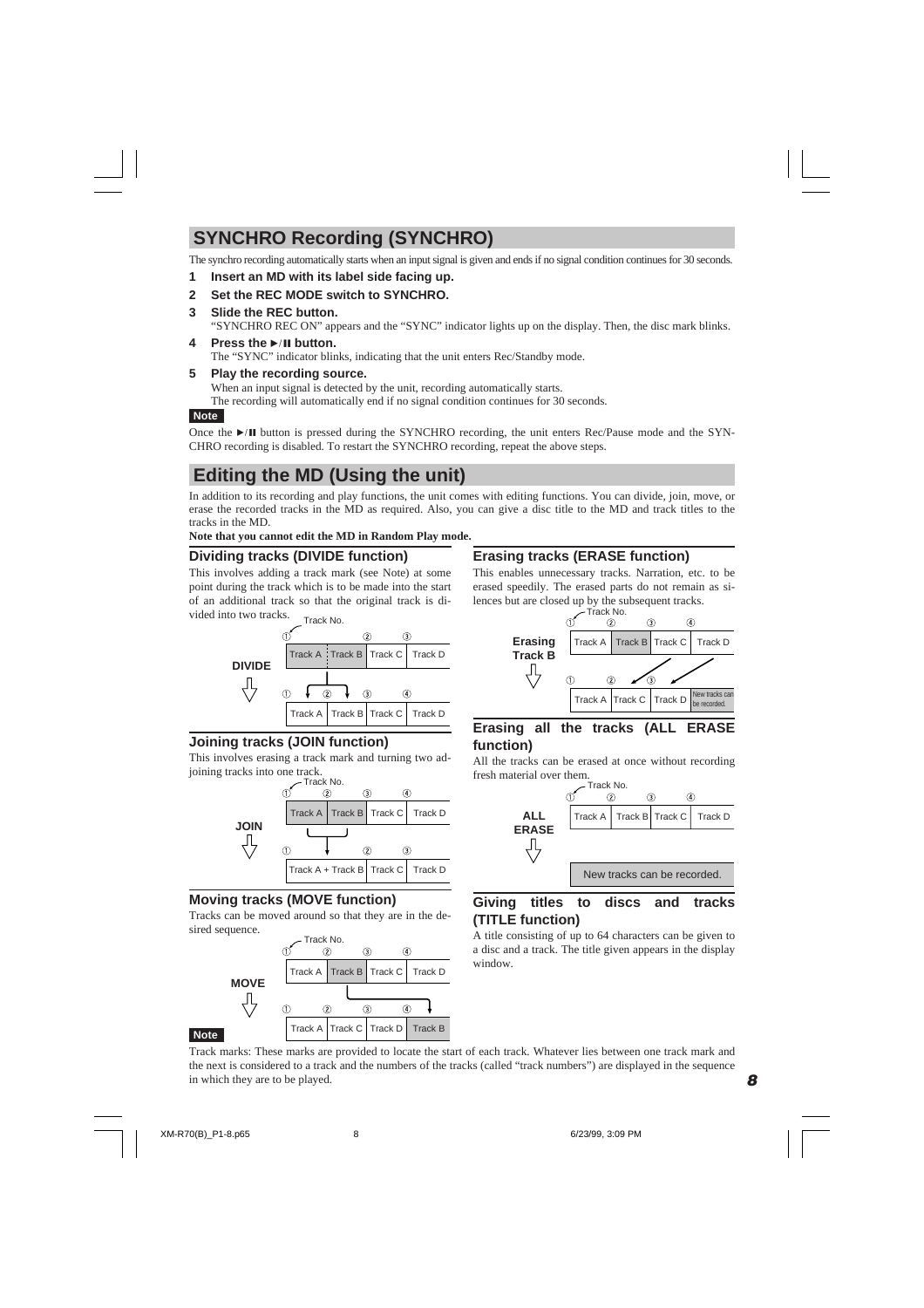## SYNCHRO Recording (SYNCHRO)

The synchro recording automatically starts when an input signal is given and ends if no signal condition continues for 30 seconds.

1. **Insert an MD with its label side facing up.**
2. **Set the REC MODE switch to SYNCHRO.**
3. **Slide the REC button.**
   "SYNCHRO REC ON" appears and the "SYNC" indicator lights up on the display. Then, the disc mark blinks.
4. **Press the ►/❚❚ button.**
   The "SYNC" indicator blinks, indicating that the unit enters Rec/Standby mode.
5. **Play the recording source.**
   When an input signal is detected by the unit, recording automatically starts.
   The recording will automatically end if no signal condition continues for 30 seconds.

**Note**

Once the ►/❚❚ button is pressed during the SYNCHRO recording, the unit enters Rec/Pause mode and the SYNCHRO recording is disabled. To restart the SYNCHRO recording, repeat the above steps.

## Editing the MD (Using the unit)

In addition to its recording and play functions, the unit comes with editing functions. You can divide, join, move, or erase the recorded tracks in the MD as required. Also, you can give a disc title to the MD and track titles to the tracks in the MD.

**Note that you cannot edit the MD in Random Play mode.**

### Dividing tracks (DIVIDE function)

This involves adding a track mark (see Note) at some point during the track which is to be made into the start of an additional track so that the original track is divided into two tracks.

**DIVIDE**

| Track No. | ① | ② | ③ | |
|---|---|---|---|---|
| Before | Track A | Track B | Track C | Track D |
| After | ① Track A | ② Track B | ③ Track C | ④ Track D |

### Joining tracks (JOIN function)

This involves erasing a track mark and turning two adjoining tracks into one track.

**JOIN**

| Track No. | ① | ② | ③ | ④ |
|---|---|---|---|---|
| Before | Track A | Track B | Track C | Track D |
| After | ① Track A + Track B | | ② Track C | ③ Track D |

### Moving tracks (MOVE function)

Tracks can be moved around so that they are in the desired sequence.

**MOVE**

| Track No. | ① | ② | ③ | ④ |
|---|---|---|---|---|
| Before | Track A | Track B | Track C | Track D |
| After | Track A | Track C | Track D | Track B |

### Erasing tracks (ERASE function)

This enables unnecessary tracks. Narration, etc. to be erased speedily. The erased parts do not remain as silences but are closed up by the subsequent tracks.

**Erasing Track B**

| Track No. | ① | ② | ③ | ④ |
|---|---|---|---|---|
| Before | Track A | Track B | Track C | Track D |
| After | Track A | Track C | Track D | New tracks can be recorded. |

### Erasing all the tracks (ALL ERASE function)

All the tracks can be erased at once without recording fresh material over them.

**ALL ERASE**

| Track No. | ① | ② | ③ | ④ |
|---|---|---|---|---|
| Before | Track A | Track B | Track C | Track D |
| After | New tracks can be recorded. | | | |

### Giving titles to discs and tracks (TITLE function)

A title consisting of up to 64 characters can be given to a disc and a track. The title given appears in the display window.

**Note**

Track marks: These marks are provided to locate the start of each track. Whatever lies between one track mark and the next is considered to a track and the numbers of the tracks (called "track numbers") are displayed in the sequence in which they are to be played.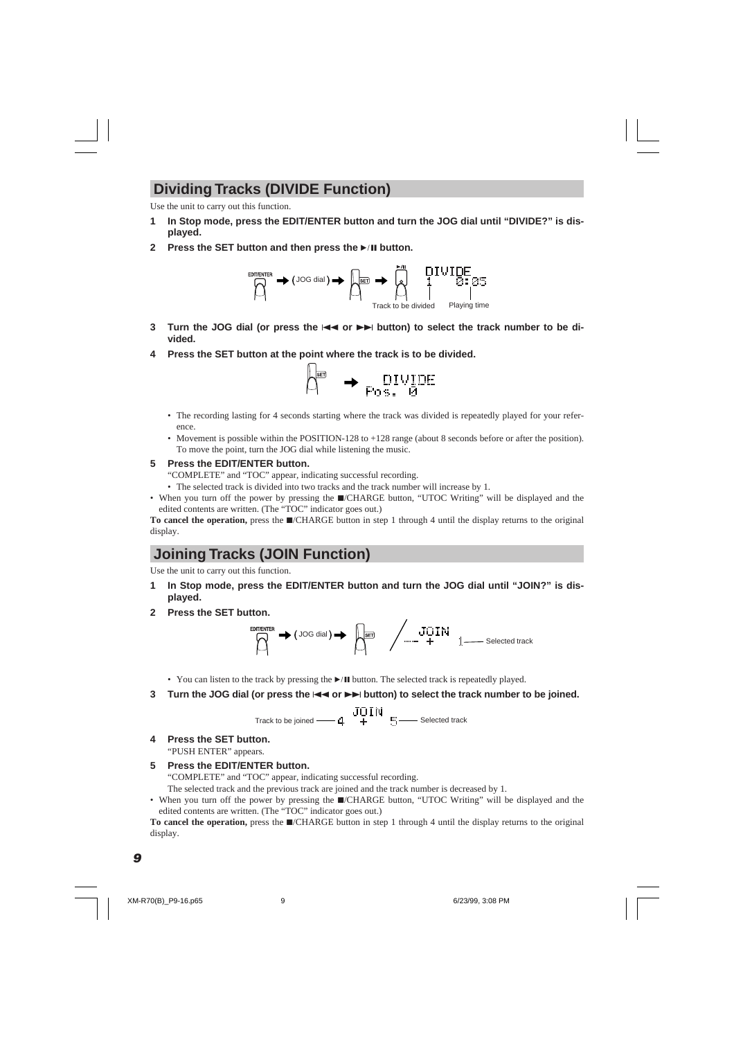## Dividing Tracks (DIVIDE Function)

Use the unit to carry out this function.

1. **In Stop mode, press the EDIT/ENTER button and turn the JOG dial until "DIVIDE?" is displayed.**
2. **Press the SET button and then press the ►/❚❚ button.**

EDIT/ENTER → (JOG dial) → SET → ►/❚❚   DIVIDE 1 0:05

Track to be divided   Playing time

3. **Turn the JOG dial (or press the ❘◄◄ or ►►❘ button) to select the track number to be divided.**
4. **Press the SET button at the point where the track is to be divided.**

SET → DIVIDE Pos. 0

- The recording lasting for 4 seconds starting where the track was divided is repeatedly played for your reference.
- Movement is possible within the POSITION-128 to +128 range (about 8 seconds before or after the position). To move the point, turn the JOG dial while listening the music.

5. **Press the EDIT/ENTER button.**

   "COMPLETE" and "TOC" appear, indicating successful recording.

   - The selected track is divided into two tracks and the track number will increase by 1.

- When you turn off the power by pressing the ■/CHARGE button, "UTOC Writing" will be displayed and the edited contents are written. (The "TOC" indicator goes out.)

**To cancel the operation,** press the ■/CHARGE button in step 1 through 4 until the display returns to the original display.

## Joining Tracks (JOIN Function)

Use the unit to carry out this function.

1. **In Stop mode, press the EDIT/ENTER button and turn the JOG dial until "JOIN?" is displayed.**
2. **Press the SET button.**

EDIT/ENTER → (JOG dial) → SET   JOIN - + 1 — Selected track

- You can listen to the track by pressing the ►/❚❚ button. The selected track is repeatedly played.

3. **Turn the JOG dial (or press the ❘◄◄ or ►►❘ button) to select the track number to be joined.**

Track to be joined — 4 JOIN + 5 — Selected track

4. **Press the SET button.**

   "PUSH ENTER" appears.

5. **Press the EDIT/ENTER button.**

   "COMPLETE" and "TOC" appear, indicating successful recording.

   The selected track and the previous track are joined and the track number is decreased by 1.

- When you turn off the power by pressing the ■/CHARGE button, "UTOC Writing" will be displayed and the edited contents are written. (The "TOC" indicator goes out.)

**To cancel the operation,** press the ■/CHARGE button in step 1 through 4 until the display returns to the original display.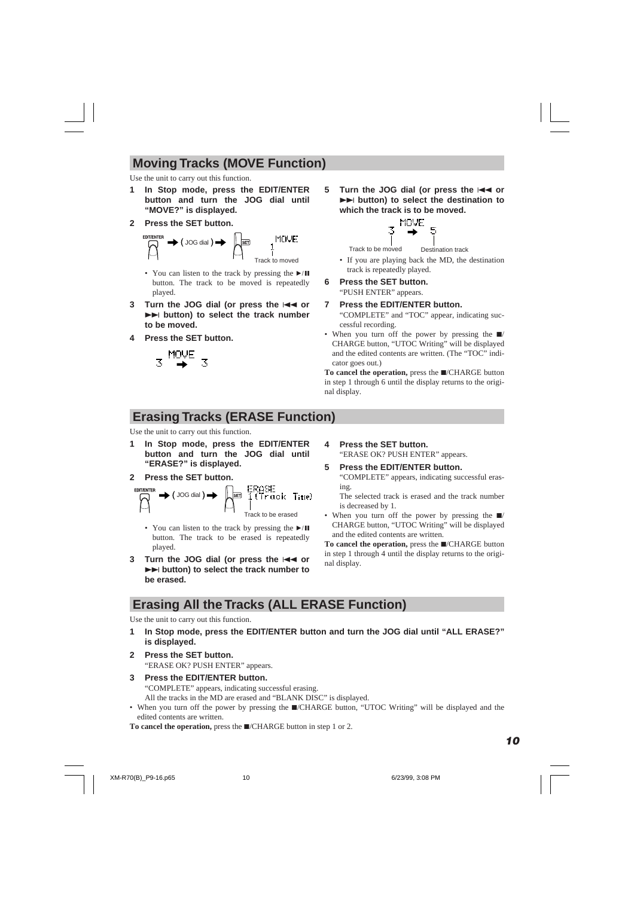## Moving Tracks (MOVE Function)

Use the unit to carry out this function.

**1 In Stop mode, press the EDIT/ENTER button and turn the JOG dial until "MOVE?" is displayed.**

**2 Press the SET button.**

EDIT/ENTER → ( JOG dial ) → SET    MOVE 1 — Track to moved

- You can listen to the track by pressing the ►/II button. The track to be moved is repeatedly played.

**3 Turn the JOG dial (or press the |◄◄ or ►►| button) to select the track number to be moved.**

**4 Press the SET button.**

MOVE 3 → 3

**5 Turn the JOG dial (or press the |◄◄ or ►►| button) to select the destination to which the track is to be moved.**

MOVE 3 → 5 — Track to be moved / Destination track

- If you are playing back the MD, the destination track is repeatedly played.

**6 Press the SET button.**
"PUSH ENTER" appears.

**7 Press the EDIT/ENTER button.**
"COMPLETE" and "TOC" appear, indicating successful recording.

- When you turn off the power by pressing the ■/CHARGE button, "UTOC Writing" will be displayed and the edited contents are written. (The "TOC" indicator goes out.)

**To cancel the operation,** press the ■/CHARGE button in step 1 through 6 until the display returns to the original display.

## Erasing Tracks (ERASE Function)

Use the unit to carry out this function.

**1 In Stop mode, press the EDIT/ENTER button and turn the JOG dial until "ERASE?" is displayed.**

**2 Press the SET button.**

EDIT/ENTER → ( JOG dial ) → SET    ERASE 1(Track Time) — Track to be erased

- You can listen to the track by pressing the ►/II button. The track to be erased is repeatedly played.

**3 Turn the JOG dial (or press the |◄◄ or ►►| button) to select the track number to be erased.**

**4 Press the SET button.**
"ERASE OK? PUSH ENTER" appears.

**5 Press the EDIT/ENTER button.**
"COMPLETE" appears, indicating successful erasing.
The selected track is erased and the track number is decreased by 1.

- When you turn off the power by pressing the ■/CHARGE button, "UTOC Writing" will be displayed and the edited contents are written.

**To cancel the operation,** press the ■/CHARGE button in step 1 through 4 until the display returns to the original display.

## Erasing All the Tracks (ALL ERASE Function)

Use the unit to carry out this function.

**1 In Stop mode, press the EDIT/ENTER button and turn the JOG dial until "ALL ERASE?" is displayed.**

**2 Press the SET button.**
"ERASE OK? PUSH ENTER" appears.

**3 Press the EDIT/ENTER button.**
"COMPLETE" appears, indicating successful erasing.
All the tracks in the MD are erased and "BLANK DISC" is displayed.

- When you turn off the power by pressing the ■/CHARGE button, "UTOC Writing" will be displayed and the edited contents are written.

**To cancel the operation,** press the ■/CHARGE button in step 1 or 2.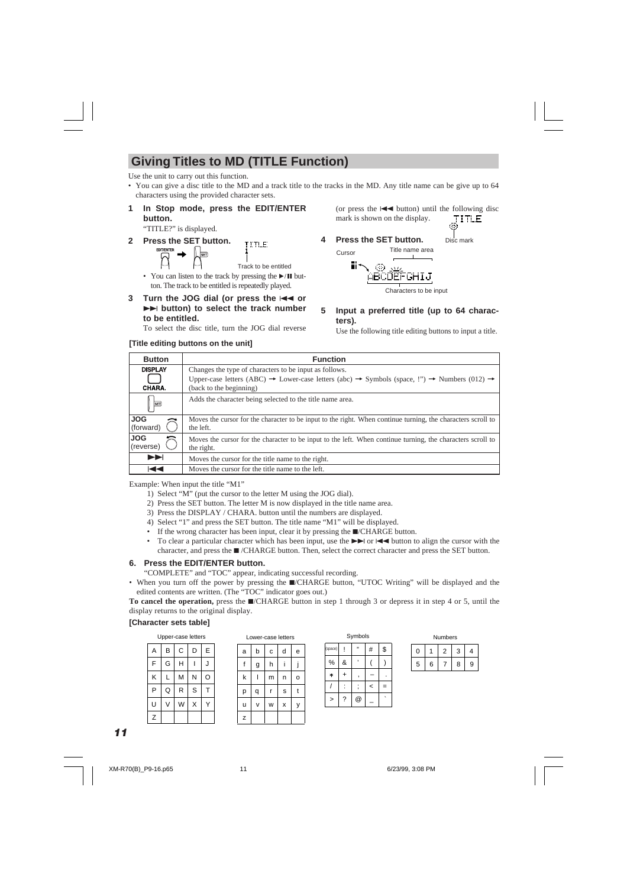## Giving Titles to MD (TITLE Function)

Use the unit to carry out this function.

- You can give a disc title to the MD and a track title to the tracks in the MD. Any title name can be give up to 64 characters using the provided character sets.

**1 In Stop mode, press the EDIT/ENTER button.**

"TITLE?" is displayed.

**2 Press the SET button.**

EDIT/ENTER → SET

TITLE

Track to be entitled

- You can listen to the track by pressing the ►/❚❚ button. The track to be entitled is repeatedly played.

**3 Turn the JOG dial (or press the ❙◄◄ or ►►❙ button) to select the track number to be entitled.**

To select the disc title, turn the JOG dial reverse (or press the ❙◄◄ button) until the following disc mark is shown on the display.

TITLE

Disc mark

**4 Press the SET button.**

Cursor — Title name area

ABCDEFGHIJ

Characters to be input

**5 Input a preferred title (up to 64 characters).**

Use the following title editing buttons to input a title.

**[Title editing buttons on the unit]**

| Button | Function |
|---|---|
| DISPLAY / CHARA. | Changes the type of characters to be input as follows. Upper-case letters (ABC) → Lower-case letters (abc) → Symbols (space, !") → Numbers (012) → (back to the beginning) |
| SET | Adds the character being selected to the title name area. |
| JOG (forward) | Moves the cursor for the character to be input to the right. When continue turning, the characters scroll to the left. |
| JOG (reverse) | Moves the cursor for the character to be input to the left. When continue turning, the characters scroll to the right. |
| ►►❙ | Moves the cursor for the title name to the right. |
| ❙◄◄ | Moves the cursor for the title name to the left. |

Example: When input the title "M1"

1) Select "M" (put the cursor to the letter M using the JOG dial).
2) Press the SET button. The letter M is now displayed in the title name area.
3) Press the DISPLAY / CHARA. button until the numbers are displayed.
4) Select "1" and press the SET button. The title name "M1" will be displayed.

- If the wrong character has been input, clear it by pressing the ■/CHARGE button.
- To clear a particular character which has been input, use the ►►❙ or ❙◄◄ button to align the cursor with the character, and press the ■ /CHARGE button. Then, select the correct character and press the SET button.

**6. Press the EDIT/ENTER button.**

"COMPLETE" and "TOC" appear, indicating successful recording.

- When you turn off the power by pressing the ■/CHARGE button, "UTOC Writing" will be displayed and the edited contents are written. (The "TOC" indicator goes out.)

**To cancel the operation,** press the ■/CHARGE button in step 1 through 3 or depress it in step 4 or 5, until the display returns to the original display.

**[Character sets table]**

Upper-case letters

| A | B | C | D | E |
|---|---|---|---|---|
| F | G | H | I | J |
| K | L | M | N | O |
| P | Q | R | S | T |
| U | V | W | X | Y |
| Z | | | | |

Lower-case letters

| a | b | c | d | e |
|---|---|---|---|---|
| f | g | h | i | j |
| k | l | m | n | o |
| p | q | r | s | t |
| u | v | w | x | y |
| z | | | | |

Symbols

| (space) | ! | " | # | $ |
|---|---|---|---|---|
| % | & | ' | ( | ) |
| * | + | , | – | . |
| / | : | ; | < | = |
| > | ? | @ | _ | ` |

Numbers

| 0 | 1 | 2 | 3 | 4 |
|---|---|---|---|---|
| 5 | 6 | 7 | 8 | 9 |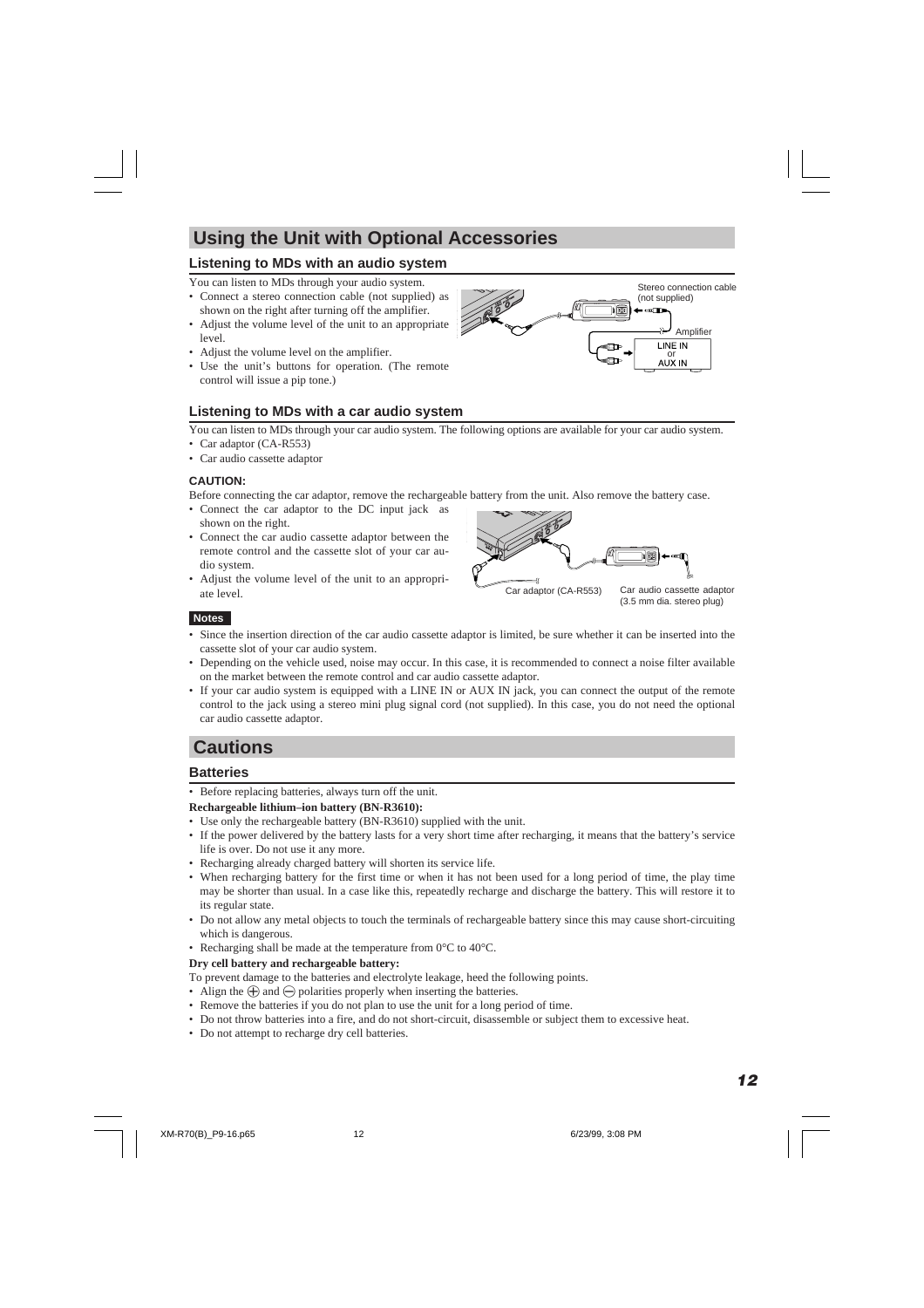# Using the Unit with Optional Accessories

## Listening to MDs with an audio system

You can listen to MDs through your audio system.

- Connect a stereo connection cable (not supplied) as shown on the right after turning off the amplifier.
- Adjust the volume level of the unit to an appropriate level.
- Adjust the volume level on the amplifier.
- Use the unit's buttons for operation. (The remote control will issue a pip tone.)

Stereo connection cable (not supplied)

Amplifier

LINE IN or AUX IN

## Listening to MDs with a car audio system

You can listen to MDs through your car audio system. The following options are available for your car audio system.

- Car adaptor (CA-R553)
- Car audio cassette adaptor

**CAUTION:**

Before connecting the car adaptor, remove the rechargeable battery from the unit. Also remove the battery case.

- Connect the car adaptor to the DC input jack as shown on the right.
- Connect the car audio cassette adaptor between the remote control and the cassette slot of your car audio system.
- Adjust the volume level of the unit to an appropriate level.

Car adaptor (CA-R553)

Car audio cassette adaptor (3.5 mm dia. stereo plug)

**Notes**

- Since the insertion direction of the car audio cassette adaptor is limited, be sure whether it can be inserted into the cassette slot of your car audio system.
- Depending on the vehicle used, noise may occur. In this case, it is recommended to connect a noise filter available on the market between the remote control and car audio cassette adaptor.
- If your car audio system is equipped with a LINE IN or AUX IN jack, you can connect the output of the remote control to the jack using a stereo mini plug signal cord (not supplied). In this case, you do not need the optional car audio cassette adaptor.

# Cautions

## Batteries

- Before replacing batteries, always turn off the unit.

**Rechargeable lithium–ion battery (BN-R3610):**

- Use only the rechargeable battery (BN-R3610) supplied with the unit.
- If the power delivered by the battery lasts for a very short time after recharging, it means that the battery's service life is over. Do not use it any more.
- Recharging already charged battery will shorten its service life.
- When recharging battery for the first time or when it has not been used for a long period of time, the play time may be shorter than usual. In a case like this, repeatedly recharge and discharge the battery. This will restore it to its regular state.
- Do not allow any metal objects to touch the terminals of rechargeable battery since this may cause short-circuiting which is dangerous.
- Recharging shall be made at the temperature from 0°C to 40°C.

**Dry cell battery and rechargeable battery:**

To prevent damage to the batteries and electrolyte leakage, heed the following points.

- Align the ⊕ and ⊖ polarities properly when inserting the batteries.
- Remove the batteries if you do not plan to use the unit for a long period of time.
- Do not throw batteries into a fire, and do not short-circuit, disassemble or subject them to excessive heat.
- Do not attempt to recharge dry cell batteries.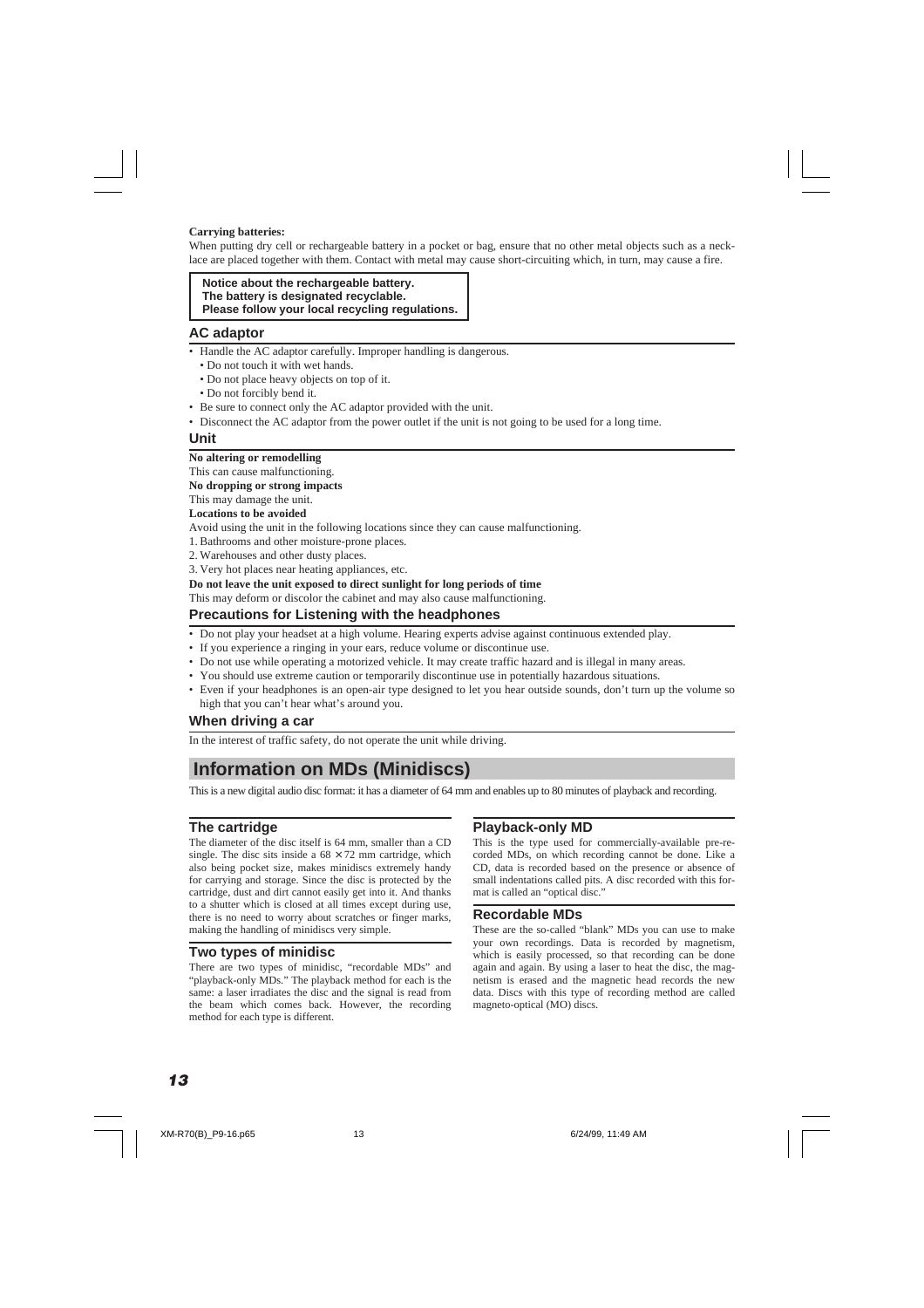**Carrying batteries:**

When putting dry cell or rechargeable battery in a pocket or bag, ensure that no other metal objects such as a necklace are placed together with them. Contact with metal may cause short-circuiting which, in turn, may cause a fire.

**Notice about the rechargeable battery.**
**The battery is designated recyclable.**
**Please follow your local recycling regulations.**

### AC adaptor

- Handle the AC adaptor carefully. Improper handling is dangerous.
  - Do not touch it with wet hands.
  - Do not place heavy objects on top of it.
  - Do not forcibly bend it.
- Be sure to connect only the AC adaptor provided with the unit.
- Disconnect the AC adaptor from the power outlet if the unit is not going to be used for a long time.

### Unit

**No altering or remodelling**

This can cause malfunctioning.

**No dropping or strong impacts**

This may damage the unit.

**Locations to be avoided**

Avoid using the unit in the following locations since they can cause malfunctioning.

1. Bathrooms and other moisture-prone places.
2. Warehouses and other dusty places.
3. Very hot places near heating appliances, etc.

**Do not leave the unit exposed to direct sunlight for long periods of time**

This may deform or discolor the cabinet and may also cause malfunctioning.

### Precautions for Listening with the headphones

- Do not play your headset at a high volume. Hearing experts advise against continuous extended play.
- If you experience a ringing in your ears, reduce volume or discontinue use.
- Do not use while operating a motorized vehicle. It may create traffic hazard and is illegal in many areas.
- You should use extreme caution or temporarily discontinue use in potentially hazardous situations.
- Even if your headphones is an open-air type designed to let you hear outside sounds, don't turn up the volume so high that you can't hear what's around you.

### When driving a car

In the interest of traffic safety, do not operate the unit while driving.

## Information on MDs (Minidiscs)

This is a new digital audio disc format: it has a diameter of 64 mm and enables up to 80 minutes of playback and recording.

### The cartridge

The diameter of the disc itself is 64 mm, smaller than a CD single. The disc sits inside a 68 × 72 mm cartridge, which also being pocket size, makes minidiscs extremely handy for carrying and storage. Since the disc is protected by the cartridge, dust and dirt cannot easily get into it. And thanks to a shutter which is closed at all times except during use, there is no need to worry about scratches or finger marks, making the handling of minidiscs very simple.

### Two types of minidisc

There are two types of minidisc, "recordable MDs" and "playback-only MDs." The playback method for each is the same: a laser irradiates the disc and the signal is read from the beam which comes back. However, the recording method for each type is different.

### Playback-only MD

This is the type used for commercially-available pre-recorded MDs, on which recording cannot be done. Like a CD, data is recorded based on the presence or absence of small indentations called pits. A disc recorded with this format is called an "optical disc."

### Recordable MDs

These are the so-called "blank" MDs you can use to make your own recordings. Data is recorded by magnetism, which is easily processed, so that recording can be done again and again. By using a laser to heat the disc, the magnetism is erased and the magnetic head records the new data. Discs with this type of recording method are called magneto-optical (MO) discs.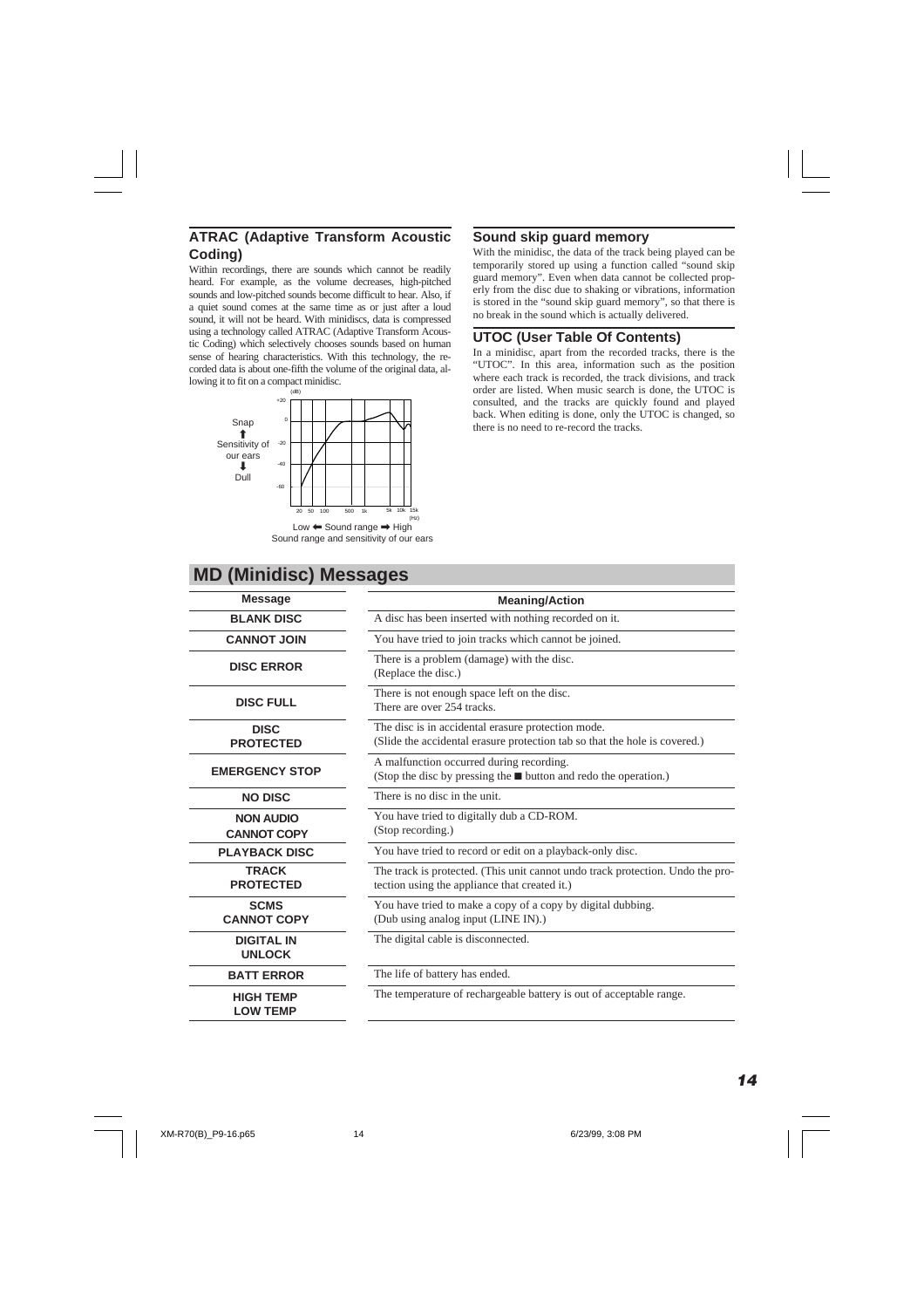## ATRAC (Adaptive Transform Acoustic Coding)

Within recordings, there are sounds which cannot be readily heard. For example, as the volume decreases, high-pitched sounds and low-pitched sounds become difficult to hear. Also, if a quiet sound comes at the same time as or just after a loud sound, it will not be heard. With minidiscs, data is compressed using a technology called ATRAC (Adaptive Transform Acoustic Coding) which selectively chooses sounds based on human sense of hearing characteristics. With this technology, the recorded data is about one-fifth the volume of the original data, allowing it to fit on a compact minidisc.

Sound range and sensitivity of our ears

## Sound skip guard memory

With the minidisc, the data of the track being played can be temporarily stored up using a function called "sound skip guard memory". Even when data cannot be collected properly from the disc due to shaking or vibrations, information is stored in the "sound skip guard memory", so that there is no break in the sound which is actually delivered.

## UTOC (User Table Of Contents)

In a minidisc, apart from the recorded tracks, there is the "UTOC". In this area, information such as the position where each track is recorded, the track divisions, and track order are listed. When music search is done, the UTOC is consulted, and the tracks are quickly found and played back. When editing is done, only the UTOC is changed, so there is no need to re-record the tracks.

# MD (Minidisc) Messages

| Message | Meaning/Action |
|---|---|
| **BLANK DISC** | A disc has been inserted with nothing recorded on it. |
| **CANNOT JOIN** | You have tried to join tracks which cannot be joined. |
| **DISC ERROR** | There is a problem (damage) with the disc. (Replace the disc.) |
| **DISC FULL** | There is not enough space left on the disc. There are over 254 tracks. |
| **DISC PROTECTED** | The disc is in accidental erasure protection mode. (Slide the accidental erasure protection tab so that the hole is covered.) |
| **EMERGENCY STOP** | A malfunction occurred during recording. (Stop the disc by pressing the ■ button and redo the operation.) |
| **NO DISC** | There is no disc in the unit. |
| **NON AUDIO CANNOT COPY** | You have tried to digitally dub a CD-ROM. (Stop recording.) |
| **PLAYBACK DISC** | You have tried to record or edit on a playback-only disc. |
| **TRACK PROTECTED** | The track is protected. (This unit cannot undo track protection. Undo the protection using the appliance that created it.) |
| **SCMS CANNOT COPY** | You have tried to make a copy of a copy by digital dubbing. (Dub using analog input (LINE IN).) |
| **DIGITAL IN UNLOCK** | The digital cable is disconnected. |
| **BATT ERROR** | The life of battery has ended. |
| **HIGH TEMP LOW TEMP** | The temperature of rechargeable battery is out of acceptable range. |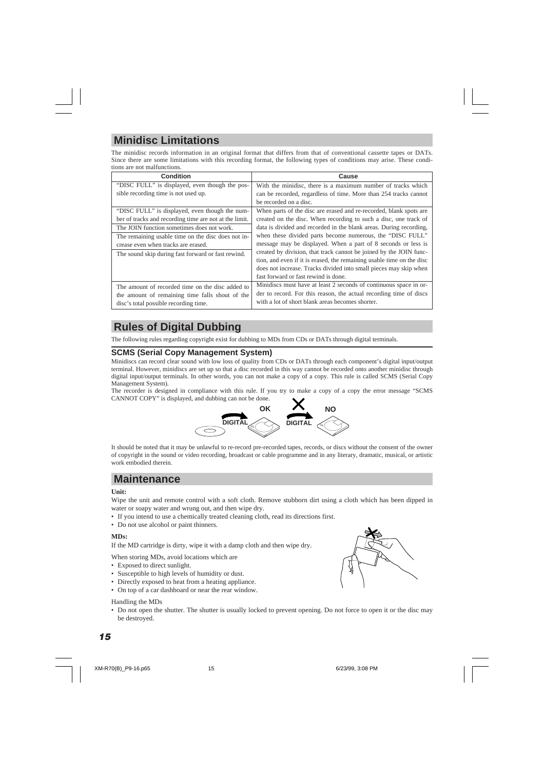## Minidisc Limitations

The minidisc records information in an original format that differs from that of conventional cassette tapes or DATs. Since there are some limitations with this recording format, the following types of conditions may arise. These conditions are not malfunctions.

| Condition | Cause |
|---|---|
| "DISC FULL" is displayed, even though the possible recording time is not used up. | With the minidisc, there is a maximum number of tracks which can be recorded, regardless of time. More than 254 tracks cannot be recorded on a disc. |
| "DISC FULL" is displayed, even though the number of tracks and recording time are not at the limit.<br>The JOIN function sometimes does not work.<br>The remaining usable time on the disc does not increase even when tracks are erased.<br>The sound skip during fast forward or fast rewind. | When parts of the disc are erased and re-recorded, blank spots are created on the disc. When recording to such a disc, one track of data is divided and recorded in the blank areas. During recording, when these divided parts become numerous, the "DISC FULL" message may be displayed. When a part of 8 seconds or less is created by division, that track cannot be joined by the JOIN function, and even if it is erased, the remaining usable time on the disc does not increase. Tracks divided into small pieces may skip when fast forward or fast rewind is done. |
| The amount of recorded time on the disc added to the amount of remaining time falls shout of the disc's total possible recording time. | Minidiscs must have at least 2 seconds of continuous space in order to record. For this reason, the actual recording time of discs with a lot of short blank areas becomes shorter. |

## Rules of Digital Dubbing

The following rules regarding copyright exist for dubbing to MDs from CDs or DATs through digital terminals.

### SCMS (Serial Copy Management System)

Minidiscs can record clear sound with low loss of quality from CDs or DATs through each component's digital input/output terminal. However, minidiscs are set up so that a disc recorded in this way cannot be recorded onto another minidisc through digital input/output terminals. In other words, you can not make a copy of a copy. This rule is called SCMS (Serial Copy Management System).

The recorder is designed in compliance with this rule. If you try to make a copy of a copy the error message "SCMS CANNOT COPY" is displayed, and dubbing can not be done.

DIGITAL OK DIGITAL NO

It should be noted that it may be unlawful to re-record pre-recorded tapes, records, or discs without the consent of the owner of copyright in the sound or video recording, broadcast or cable programme and in any literary, dramatic, musical, or artistic work embodied therein.

## Maintenance

**Unit:**

Wipe the unit and remote control with a soft cloth. Remove stubborn dirt using a cloth which has been dipped in water or soapy water and wrung out, and then wipe dry.

- If you intend to use a chemically treated cleaning cloth, read its directions first.
- Do not use alcohol or paint thinners.

**MDs:**

If the MD cartridge is dirty, wipe it with a damp cloth and then wipe dry.

When storing MDs, avoid locations which are

- Exposed to direct sunlight.
- Susceptible to high levels of humidity or dust.
- Directly exposed to heat from a heating appliance.
- On top of a car dashboard or near the rear window.

Handling the MDs

- Do not open the shutter. The shutter is usually locked to prevent opening. Do not force to open it or the disc may be destroyed.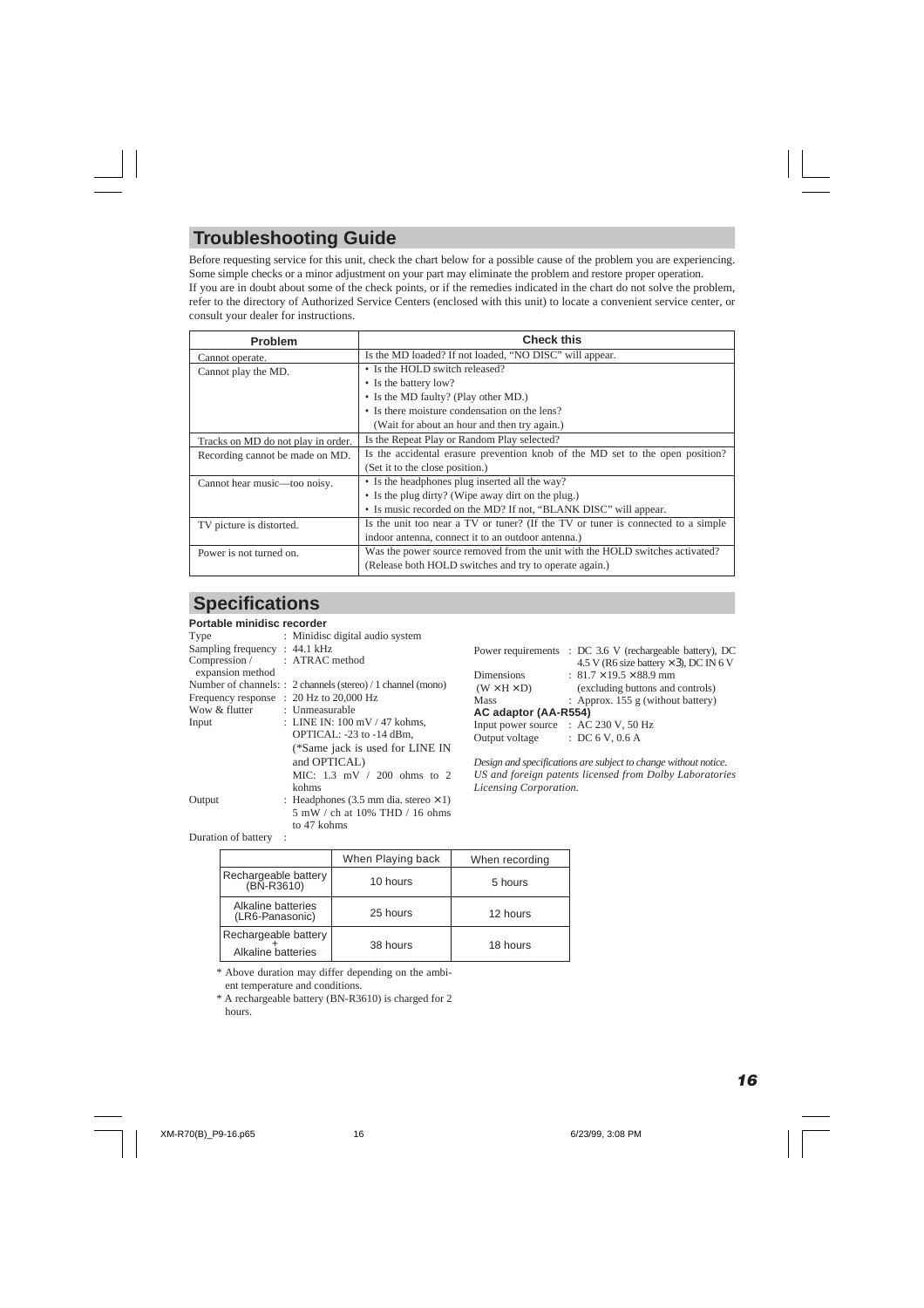## Troubleshooting Guide

Before requesting service for this unit, check the chart below for a possible cause of the problem you are experiencing. Some simple checks or a minor adjustment on your part may eliminate the problem and restore proper operation.
If you are in doubt about some of the check points, or if the remedies indicated in the chart do not solve the problem, refer to the directory of Authorized Service Centers (enclosed with this unit) to locate a convenient service center, or consult your dealer for instructions.

| Problem | Check this |
|---|---|
| Cannot operate. | Is the MD loaded? If not loaded, "NO DISC" will appear. |
| Cannot play the MD. | • Is the HOLD switch released?<br>• Is the battery low?<br>• Is the MD faulty? (Play other MD.)<br>• Is there moisture condensation on the lens?<br>(Wait for about an hour and then try again.) |
| Tracks on MD do not play in order. | Is the Repeat Play or Random Play selected? |
| Recording cannot be made on MD. | Is the accidental erasure prevention knob of the MD set to the open position? (Set it to the close position.) |
| Cannot hear music—too noisy. | • Is the headphones plug inserted all the way?<br>• Is the plug dirty? (Wipe away dirt on the plug.)<br>• Is music recorded on the MD? If not, "BLANK DISC" will appear. |
| TV picture is distorted. | Is the unit too near a TV or tuner? (If the TV or tuner is connected to a simple indoor antenna, connect it to an outdoor antenna.) |
| Power is not turned on. | Was the power source removed from the unit with the HOLD switches activated? (Release both HOLD switches and try to operate again.) |

## Specifications

**Portable minidisc recorder**

Type : Minidisc digital audio system
Sampling frequency : 44.1 kHz
Compression / expansion method : ATRAC method
Number of channels : 2 channels (stereo) / 1 channel (mono)
Frequency response : 20 Hz to 20,000 Hz
Wow & flutter : Unmeasurable
Input : LINE IN: 100 mV / 47 kohms,
OPTICAL: -23 to -14 dBm,
(*Same jack is used for LINE IN and OPTICAL)
MIC: 1.3 mV / 200 ohms to 2 kohms
Output : Headphones (3.5 mm dia. stereo × 1)
5 mW / ch at 10% THD / 16 ohms to 47 kohms
Duration of battery :

| | When Playing back | When recording |
|---|---|---|
| Rechargeable battery (BN-R3610) | 10 hours | 5 hours |
| Alkaline batteries (LR6-Panasonic) | 25 hours | 12 hours |
| Rechargeable battery + Alkaline batteries | 38 hours | 18 hours |

\* Above duration may differ depending on the ambient temperature and conditions.
\* A rechargeable battery (BN-R3610) is charged for 2 hours.

Power requirements : DC 3.6 V (rechargeable battery), DC 4.5 V (R6 size battery × 3), DC IN 6 V
Dimensions (W × H × D) : 81.7 × 19.5 × 88.9 mm (excluding buttons and controls)
Mass : Approx. 155 g (without battery)

**AC adaptor (AA-R554)**

Input power source : AC 230 V, 50 Hz
Output voltage : DC 6 V, 0.6 A

*Design and specifications are subject to change without notice.*
*US and foreign patents licensed from Dolby Laboratories Licensing Corporation.*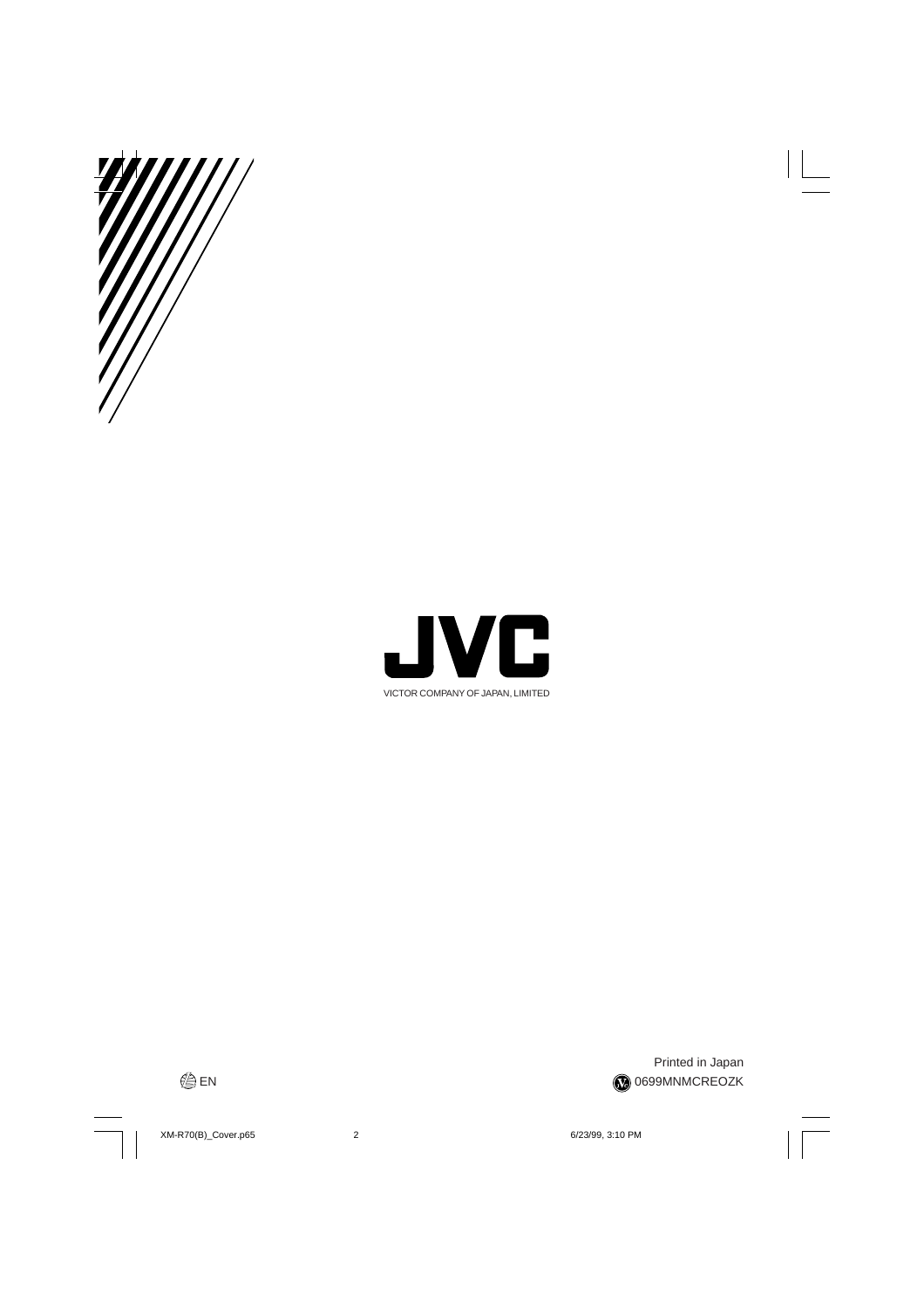JVC

VICTOR COMPANY OF JAPAN, LIMITED

EN

Printed in Japan

0699MNMCREOZK